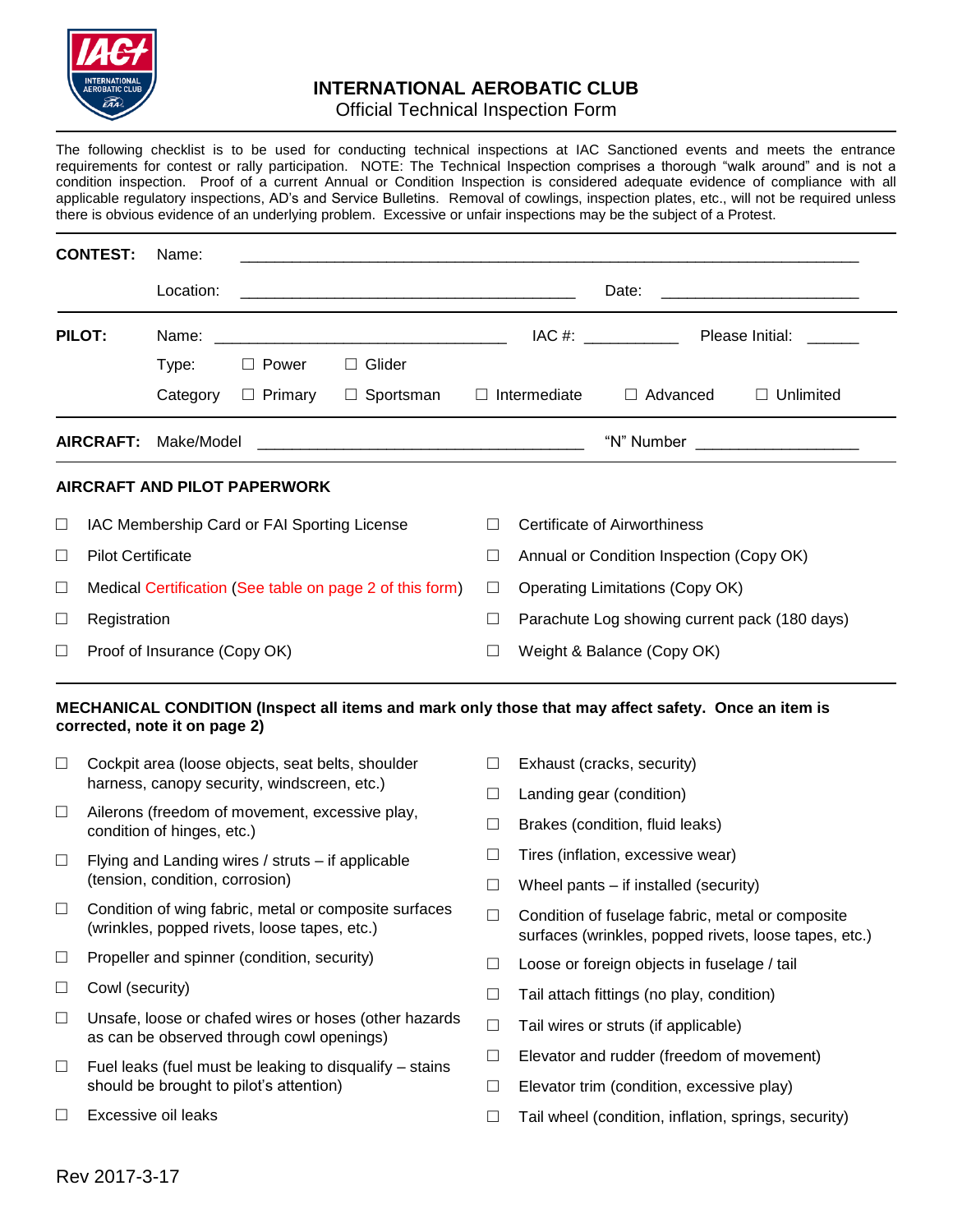# INTERNATIONAL AEROBATIC CLUB

## Official Technical Inspection Form

The following checklist is to be used for conducting technical inspections at IAC Sanctioned events and meets the entrance requirements for contest or rally participation. NOTE: The Technical Inspection comprises a thorough "walk around" and is not a condition inspection. Proof of a current Annual or Condition Inspection is considered adequate evidence of compliance with all applicable regulatory inspections, AD's and Service Bulletins. Removal of cowlings, inspection plates, etc., will not be required unless there is obvious evidence of an underlying problem. Excessive or unfair inspections may be the subject of a Protest.

**CONTEST:** Name: ______________________________________________

Location: ______________________________ Date: ____________________

**PILOT:** Name: ______________________________ IAC #: __________ Please Initial: ______

Type: ☐ Power ☐ Glider

Category ☐ Primary ☐ Sportsman ☐ Intermediate ☐ Advanced ☐ Unlimited

**AIRCRAFT:** Make/Model ______________________________ "N" Number ________________

### AIRCRAFT AND PILOT PAPERWORK

- ☐ IAC Membership Card or FAI Sporting License
- ☐ Pilot Certificate
- ☐ Medical Certification (See table on page 2 of this form)
- ☐ Registration
- ☐ Proof of Insurance (Copy OK)
- ☐ Certificate of Airworthiness
- ☐ Annual or Condition Inspection (Copy OK)
- ☐ Operating Limitations (Copy OK)
- ☐ Parachute Log showing current pack (180 days)
- ☐ Weight & Balance (Copy OK)

### MECHANICAL CONDITION (Inspect all items and mark only those that may affect safety. Once an item is corrected, note it on page 2)

- ☐ Cockpit area (loose objects, seat belts, shoulder harness, canopy security, windscreen, etc.)
- ☐ Ailerons (freedom of movement, excessive play, condition of hinges, etc.)
- ☐ Flying and Landing wires / struts – if applicable (tension, condition, corrosion)
- ☐ Condition of wing fabric, metal or composite surfaces (wrinkles, popped rivets, loose tapes, etc.)
- ☐ Propeller and spinner (condition, security)
- ☐ Cowl (security)
- ☐ Unsafe, loose or chafed wires or hoses (other hazards as can be observed through cowl openings)
- ☐ Fuel leaks (fuel must be leaking to disqualify – stains should be brought to pilot's attention)
- ☐ Excessive oil leaks
- ☐ Exhaust (cracks, security)
- ☐ Landing gear (condition)
- ☐ Brakes (condition, fluid leaks)
- ☐ Tires (inflation, excessive wear)
- ☐ Wheel pants – if installed (security)
- ☐ Condition of fuselage fabric, metal or composite surfaces (wrinkles, popped rivets, loose tapes, etc.)
- ☐ Loose or foreign objects in fuselage / tail
- ☐ Tail attach fittings (no play, condition)
- ☐ Tail wires or struts (if applicable)
- ☐ Elevator and rudder (freedom of movement)
- ☐ Elevator trim (condition, excessive play)
- ☐ Tail wheel (condition, inflation, springs, security)

Rev 2017-3-17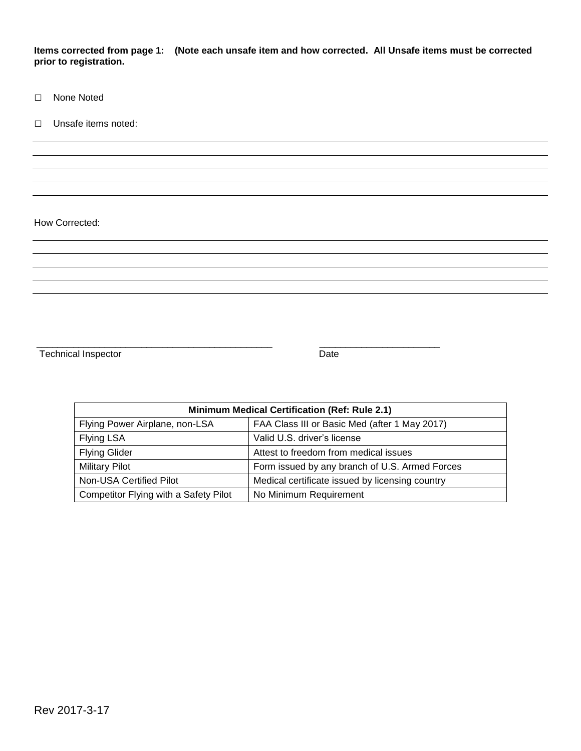**Items corrected from page 1: (Note each unsafe item and how corrected. All Unsafe items must be corrected prior to registration.**

☐ None Noted

☐ Unsafe items noted:

\_\_\_\_\_\_\_\_\_\_\_\_\_\_\_\_\_\_\_\_\_\_\_\_\_\_\_\_\_\_\_\_\_\_\_\_\_\_\_\_\_\_\_\_\_\_\_\_\_\_\_\_\_\_\_\_\_\_\_\_\_\_\_\_\_\_\_\_\_\_

\_\_\_\_\_\_\_\_\_\_\_\_\_\_\_\_\_\_\_\_\_\_\_\_\_\_\_\_\_\_\_\_\_\_\_\_\_\_\_\_\_\_\_\_\_\_\_\_\_\_\_\_\_\_\_\_\_\_\_\_\_\_\_\_\_\_\_\_\_\_

\_\_\_\_\_\_\_\_\_\_\_\_\_\_\_\_\_\_\_\_\_\_\_\_\_\_\_\_\_\_\_\_\_\_\_\_\_\_\_\_\_\_\_\_\_\_\_\_\_\_\_\_\_\_\_\_\_\_\_\_\_\_\_\_\_\_\_\_\_\_

\_\_\_\_\_\_\_\_\_\_\_\_\_\_\_\_\_\_\_\_\_\_\_\_\_\_\_\_\_\_\_\_\_\_\_\_\_\_\_\_\_\_\_\_\_\_\_\_\_\_\_\_\_\_\_\_\_\_\_\_\_\_\_\_\_\_\_\_\_\_

How Corrected:

\_\_\_\_\_\_\_\_\_\_\_\_\_\_\_\_\_\_\_\_\_\_\_\_\_\_\_\_\_\_\_\_\_\_\_\_\_\_\_\_\_\_\_\_\_\_\_\_\_\_\_\_\_\_\_\_\_\_\_\_\_\_\_\_\_\_\_\_\_\_

\_\_\_\_\_\_\_\_\_\_\_\_\_\_\_\_\_\_\_\_\_\_\_\_\_\_\_\_\_\_\_\_\_\_\_\_\_\_\_\_\_\_\_\_\_\_\_\_\_\_\_\_\_\_\_\_\_\_\_\_\_\_\_\_\_\_\_\_\_\_

\_\_\_\_\_\_\_\_\_\_\_\_\_\_\_\_\_\_\_\_\_\_\_\_\_\_\_\_\_\_\_\_\_\_\_\_\_\_\_\_\_\_\_\_\_\_\_\_\_\_\_\_\_\_\_\_\_\_\_\_\_\_\_\_\_\_\_\_\_\_

\_\_\_\_\_\_\_\_\_\_\_\_\_\_\_\_\_\_\_\_\_\_\_\_\_\_\_\_\_\_\_\_\_\_\_\_\_\_\_\_\_\_\_\_\_\_\_\_\_\_\_\_\_\_\_\_\_\_\_\_\_\_\_\_\_\_\_\_\_\_

\_\_\_\_\_\_\_\_\_\_\_\_\_\_\_\_\_\_\_\_\_\_\_\_\_\_\_\_\_\_\_\_\_\_\_\_\_\_\_\_ \_\_\_\_\_\_\_\_\_\_\_\_\_\_\_\_\_\_\_\_\_\_
Technical Inspector Date

| Minimum Medical Certification (Ref: Rule 2.1) | |
|---|---|
| Flying Power Airplane, non-LSA | FAA Class III or Basic Med (after 1 May 2017) |
| Flying LSA | Valid U.S. driver's license |
| Flying Glider | Attest to freedom from medical issues |
| Military Pilot | Form issued by any branch of U.S. Armed Forces |
| Non-USA Certified Pilot | Medical certificate issued by licensing country |
| Competitor Flying with a Safety Pilot | No Minimum Requirement |

Rev 2017-3-17